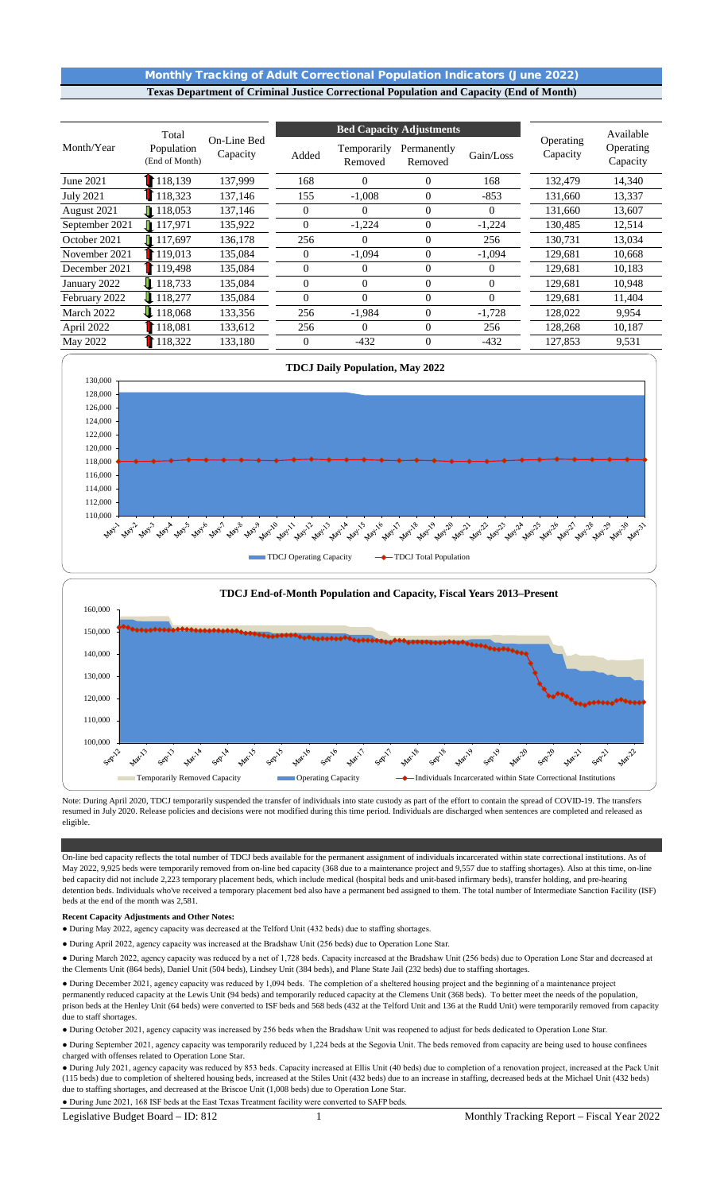# Monthly Tracking of Adult Correctional Population Indicators (June 2022)

**Texas Department of Criminal Justice Correctional Population and Capacity (End of Month)**

| Month/Year | Total Population (End of Month) | On-Line Bed Capacity | Bed Capacity Adjustments | | | | Operating Capacity | Available Operating Capacity |
|---|---|---|---|---|---|---|---|---|
| | | | Added | Temporarily Removed | Permanently Removed | Gain/Loss | | |
| June 2021 | 118,139 | 137,999 | 168 | 0 | 0 | 168 | 132,479 | 14,340 |
| July 2021 | 118,323 | 137,146 | 155 | -1,008 | 0 | -853 | 131,660 | 13,337 |
| August 2021 | 118,053 | 137,146 | 0 | 0 | 0 | 0 | 131,660 | 13,607 |
| September 2021 | 117,971 | 135,922 | 0 | -1,224 | 0 | -1,224 | 130,485 | 12,514 |
| October 2021 | 117,697 | 136,178 | 256 | 0 | 0 | 256 | 130,731 | 13,034 |
| November 2021 | 119,013 | 135,084 | 0 | -1,094 | 0 | -1,094 | 129,681 | 10,668 |
| December 2021 | 119,498 | 135,084 | 0 | 0 | 0 | 0 | 129,681 | 10,183 |
| January 2022 | 118,733 | 135,084 | 0 | 0 | 0 | 0 | 129,681 | 10,948 |
| February 2022 | 118,277 | 135,084 | 0 | 0 | 0 | 0 | 129,681 | 11,404 |
| March 2022 | 118,068 | 133,356 | 256 | -1,984 | 0 | -1,728 | 128,022 | 9,954 |
| April 2022 | 118,081 | 133,612 | 256 | 0 | 0 | 256 | 128,268 | 10,187 |
| May 2022 | 118,322 | 133,180 | 0 | -432 | 0 | -432 | 127,853 | 9,531 |

**TDCJ Daily Population, May 2022**

**TDCJ End-of-Month Population and Capacity, Fiscal Years 2013–Present**

Note: During April 2020, TDCJ temporarily suspended the transfer of individuals into state custody as part of the effort to contain the spread of COVID-19. The transfers resumed in July 2020. Release policies and decisions were not modified during this time period. Individuals are discharged when sentences are completed and released as eligible.

On-line bed capacity reflects the total number of TDCJ beds available for the permanent assignment of individuals incarcerated within state correctional institutions. As of May 2022, 9,925 beds were temporarily removed from on-line bed capacity (368 due to a maintenance project and 9,557 due to staffing shortages). Also at this time, on-line bed capacity did not include 2,223 temporary placement beds, which include medical (hospital beds and unit-based infirmary beds), transfer holding, and pre-hearing detention beds. Individuals who've received a temporary placement bed also have a permanent bed assigned to them. The total number of Intermediate Sanction Facility (ISF) beds at the end of the month was 2,581.

**Recent Capacity Adjustments and Other Notes:**

- During May 2022, agency capacity was decreased at the Telford Unit (432 beds) due to staffing shortages.
- During April 2022, agency capacity was increased at the Bradshaw Unit (256 beds) due to Operation Lone Star.
- During March 2022, agency capacity was reduced by a net of 1,728 beds. Capacity increased at the Bradshaw Unit (256 beds) due to Operation Lone Star and decreased at the Clements Unit (864 beds), Daniel Unit (504 beds), Lindsey Unit (384 beds), and Plane State Jail (232 beds) due to staffing shortages.
- During December 2021, agency capacity was reduced by 1,094 beds. The completion of a sheltered housing project and the beginning of a maintenance project permanently reduced capacity at the Lewis Unit (94 beds) and temporarily reduced capacity at the Clemens Unit (368 beds). To better meet the needs of the population, prison beds at the Henley Unit (64 beds) were converted to ISF beds and 568 beds (432 at the Telford Unit and 136 at the Rudd Unit) were temporarily removed from capacity due to staff shortages.
- During October 2021, agency capacity was increased by 256 beds when the Bradshaw Unit was reopened to adjust for beds dedicated to Operation Lone Star.
- During September 2021, agency capacity was temporarily reduced by 1,224 beds at the Segovia Unit. The beds removed from capacity are being used to house confinees charged with offenses related to Operation Lone Star.
- During July 2021, agency capacity was reduced by 853 beds. Capacity increased at Ellis Unit (40 beds) due to completion of a renovation project, increased at the Pack Unit (115 beds) due to completion of sheltered housing beds, increased at the Stiles Unit (432 beds) due to an increase in staffing, decreased beds at the Michael Unit (432 beds) due to staffing shortages, and decreased at the Briscoe Unit (1,008 beds) due to Operation Lone Star.
- During June 2021, 168 ISF beds at the East Texas Treatment facility were converted to SAFP beds.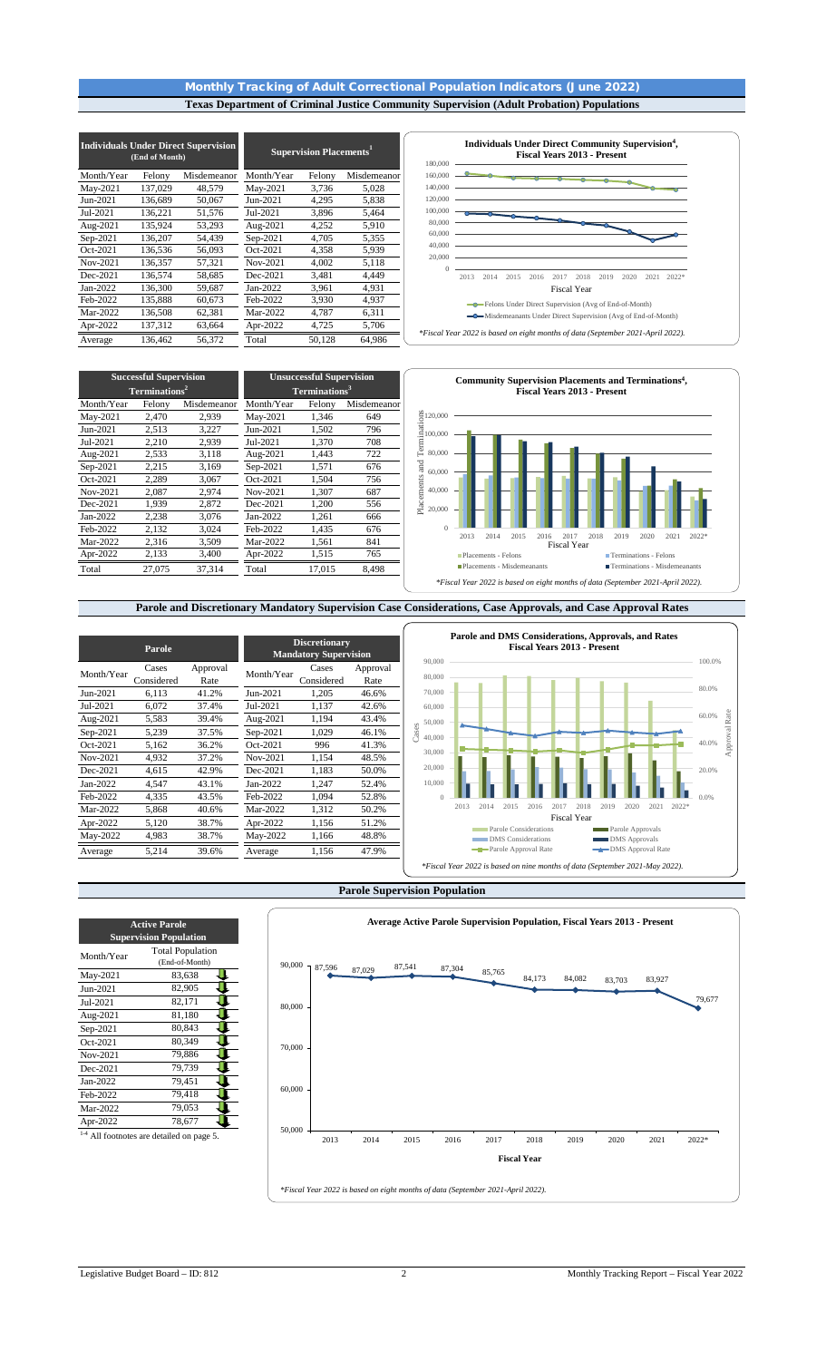# Monthly Tracking of Adult Correctional Population Indicators (June 2022)

## Texas Department of Criminal Justice Community Supervision (Adult Probation) Populations

| Individuals Under Direct Supervision (End of Month) | | | Supervision Placements[1] | | |
|---|---|---|---|---|---|
| Month/Year | Felony | Misdemeanor | Month/Year | Felony | Misdemeanor |
| May-2021 | 137,029 | 48,579 | May-2021 | 3,736 | 5,028 |
| Jun-2021 | 136,689 | 50,067 | Jun-2021 | 4,295 | 5,838 |
| Jul-2021 | 136,221 | 51,576 | Jul-2021 | 3,896 | 5,464 |
| Aug-2021 | 135,924 | 53,293 | Aug-2021 | 4,252 | 5,910 |
| Sep-2021 | 136,207 | 54,439 | Sep-2021 | 4,705 | 5,355 |
| Oct-2021 | 136,536 | 56,093 | Oct-2021 | 4,358 | 5,939 |
| Nov-2021 | 136,357 | 57,321 | Nov-2021 | 4,002 | 5,118 |
| Dec-2021 | 136,574 | 58,685 | Dec-2021 | 3,481 | 4,449 |
| Jan-2022 | 136,300 | 59,687 | Jan-2022 | 3,961 | 4,931 |
| Feb-2022 | 135,888 | 60,673 | Feb-2022 | 3,930 | 4,937 |
| Mar-2022 | 136,508 | 62,381 | Mar-2022 | 4,787 | 6,311 |
| Apr-2022 | 137,312 | 63,664 | Apr-2022 | 4,725 | 5,706 |
| Average | 136,462 | 56,372 | Total | 50,128 | 64,986 |

**Individuals Under Direct Community Supervision[4], Fiscal Years 2013 - Present**

*Fiscal Year 2022 is based on eight months of data (September 2021-April 2022).*

| Successful Supervision Terminations[2] | | | Unsuccessful Supervision Terminations[3] | | |
|---|---|---|---|---|---|
| Month/Year | Felony | Misdemeanor | Month/Year | Felony | Misdemeanor |
| May-2021 | 2,470 | 2,939 | May-2021 | 1,346 | 649 |
| Jun-2021 | 2,513 | 3,227 | Jun-2021 | 1,502 | 796 |
| Jul-2021 | 2,210 | 2,939 | Jul-2021 | 1,370 | 708 |
| Aug-2021 | 2,533 | 3,118 | Aug-2021 | 1,443 | 722 |
| Sep-2021 | 2,215 | 3,169 | Sep-2021 | 1,571 | 676 |
| Oct-2021 | 2,289 | 3,067 | Oct-2021 | 1,504 | 756 |
| Nov-2021 | 2,087 | 2,974 | Nov-2021 | 1,307 | 687 |
| Dec-2021 | 1,939 | 2,872 | Dec-2021 | 1,200 | 556 |
| Jan-2022 | 2,238 | 3,076 | Jan-2022 | 1,261 | 666 |
| Feb-2022 | 2,132 | 3,024 | Feb-2022 | 1,435 | 676 |
| Mar-2022 | 2,316 | 3,509 | Mar-2022 | 1,561 | 841 |
| Apr-2022 | 2,133 | 3,400 | Apr-2022 | 1,515 | 765 |
| Total | 27,075 | 37,314 | Total | 17,015 | 8,498 |

**Community Supervision Placements and Terminations[4], Fiscal Years 2013 - Present**

*Fiscal Year 2022 is based on eight months of data (September 2021-April 2022).*

## Parole and Discretionary Mandatory Supervision Case Considerations, Case Approvals, and Case Approval Rates

| Parole | | | Discretionary Mandatory Supervision | | |
|---|---|---|---|---|---|
| Month/Year | Cases Considered | Approval Rate | Month/Year | Cases Considered | Approval Rate |
| Jun-2021 | 6,113 | 41.2% | Jun-2021 | 1,205 | 46.6% |
| Jul-2021 | 6,072 | 37.4% | Jul-2021 | 1,137 | 42.6% |
| Aug-2021 | 5,583 | 39.4% | Aug-2021 | 1,194 | 43.4% |
| Sep-2021 | 5,239 | 37.5% | Sep-2021 | 1,029 | 46.1% |
| Oct-2021 | 5,162 | 36.2% | Oct-2021 | 996 | 41.3% |
| Nov-2021 | 4,932 | 37.2% | Nov-2021 | 1,154 | 48.5% |
| Dec-2021 | 4,615 | 42.9% | Dec-2021 | 1,183 | 50.0% |
| Jan-2022 | 4,547 | 43.1% | Jan-2022 | 1,247 | 52.4% |
| Feb-2022 | 4,335 | 43.5% | Feb-2022 | 1,094 | 52.8% |
| Mar-2022 | 5,868 | 40.6% | Mar-2022 | 1,312 | 50.2% |
| Apr-2022 | 5,120 | 38.7% | Apr-2022 | 1,156 | 51.2% |
| May-2022 | 4,983 | 38.7% | May-2022 | 1,166 | 48.8% |
| Average | 5,214 | 39.6% | Average | 1,156 | 47.9% |

**Parole and DMS Considerations, Approvals, and Rates Fiscal Years 2013 - Present**

*Fiscal Year 2022 is based on nine months of data (September 2021-May 2022).*

## Parole Supervision Population

| Active Parole Supervision Population | |
|---|---|
| Month/Year | Total Population (End-of-Month) |
| May-2021 | 83,638 |
| Jun-2021 | 82,905 |
| Jul-2021 | 82,171 |
| Aug-2021 | 81,180 |
| Sep-2021 | 80,843 |
| Oct-2021 | 80,349 |
| Nov-2021 | 79,886 |
| Dec-2021 | 79,739 |
| Jan-2022 | 79,451 |
| Feb-2022 | 79,418 |
| Mar-2022 | 79,053 |
| Apr-2022 | 78,677 |

[1-4] All footnotes are detailed on page 5.

**Average Active Parole Supervision Population, Fiscal Years 2013 - Present**

| Fiscal Year | 2013 | 2014 | 2015 | 2016 | 2017 | 2018 | 2019 | 2020 | 2021 | 2022* |
|---|---|---|---|---|---|---|---|---|---|---|
| Population | 87,596 | 87,029 | 87,541 | 87,304 | 85,765 | 84,173 | 84,082 | 83,703 | 83,927 | 79,677 |

*Fiscal Year 2022 is based on eight months of data (September 2021-April 2022).*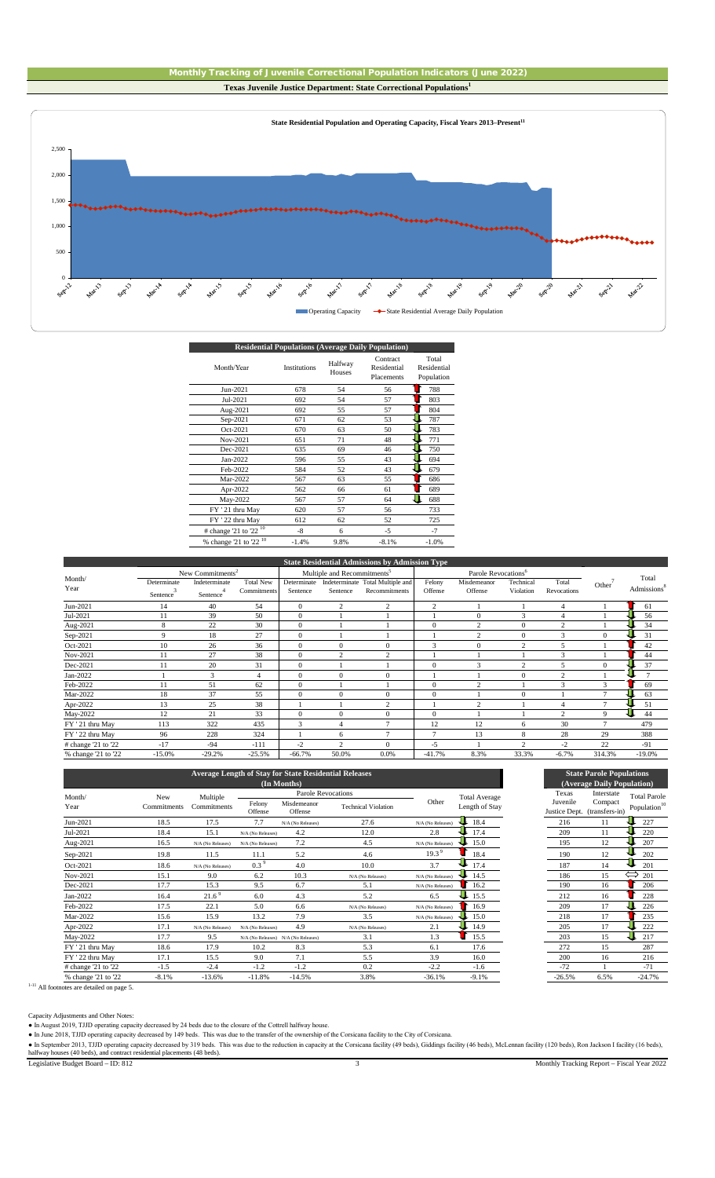## Monthly Tracking of Juvenile Correctional Population Indicators (June 2022)

### Texas Juvenile Justice Department: State Correctional Populations[1]

**State Residential Population and Operating Capacity, Fiscal Years 2013–Present[11]**

Operating Capacity | State Residential Average Daily Population

| Residential Populations (Average Daily Population) | | | | |
|---|---|---|---|---|
| Month/Year | Institutions | Halfway Houses | Contract Residential Placements | Total Residential Population |
| Jun-2021 | 678 | 54 | 56 | 788 |
| Jul-2021 | 692 | 54 | 57 | 803 |
| Aug-2021 | 692 | 55 | 57 | 804 |
| Sep-2021 | 671 | 62 | 53 | 787 |
| Oct-2021 | 670 | 63 | 50 | 783 |
| Nov-2021 | 651 | 71 | 48 | 771 |
| Dec-2021 | 635 | 69 | 46 | 750 |
| Jan-2022 | 596 | 55 | 43 | 694 |
| Feb-2022 | 584 | 52 | 43 | 679 |
| Mar-2022 | 567 | 63 | 55 | 686 |
| Apr-2022 | 562 | 66 | 61 | 689 |
| May-2022 | 567 | 57 | 64 | 688 |
| FY '21 thru May | 620 | 57 | 56 | 733 |
| FY '22 thru May | 612 | 62 | 52 | 725 |
| # change '21 to '22 [10] | -8 | 6 | -5 | -7 |
| % change '21 to '22 [10] | -1.4% | 9.8% | -8.1% | -1.0% |

| State Residential Admissions by Admission Type | | | | | | | | | | | | | |
|---|---|---|---|---|---|---|---|---|---|---|---|---|---|
| Month/ Year | New Commitments[2] | | | Multiple and Recommitments[3] | | | Parole Revocations[6] | | | | Other[7] | Total Admissions[8] |
| | Determinate Sentence[3] | Indeterminate Sentence[4] | Total New Commitments | Determinate Sentence | Indeterminate Sentence | Total Multiple and Recommitments | Felony Offense | Misdemeanor Offense | Technical Violation | Total Revocations | | |
| Jun-2021 | 14 | 40 | 54 | 0 | 2 | 2 | 2 | 1 | 1 | 4 | 1 | 61 |
| Jul-2021 | 11 | 39 | 50 | 0 | 1 | 1 | 1 | 0 | 3 | 4 | 1 | 56 |
| Aug-2021 | 8 | 22 | 30 | 0 | 1 | 1 | 0 | 2 | 0 | 2 | 1 | 34 |
| Sep-2021 | 9 | 18 | 27 | 0 | 1 | 1 | 1 | 2 | 0 | 3 | 0 | 31 |
| Oct-2021 | 10 | 26 | 36 | 0 | 0 | 0 | 3 | 0 | 2 | 5 | 1 | 42 |
| Nov-2021 | 11 | 27 | 38 | 0 | 2 | 2 | 1 | 1 | 1 | 3 | 1 | 44 |
| Dec-2021 | 11 | 20 | 31 | 0 | 1 | 1 | 0 | 3 | 2 | 5 | 0 | 37 |
| Jan-2022 | 1 | 3 | 4 | 0 | 0 | 0 | 1 | 1 | 0 | 2 | 1 | 7 |
| Feb-2022 | 11 | 51 | 62 | 0 | 1 | 1 | 0 | 2 | 1 | 3 | 3 | 69 |
| Mar-2022 | 18 | 37 | 55 | 0 | 0 | 0 | 0 | 1 | 0 | 1 | 7 | 63 |
| Apr-2022 | 13 | 25 | 38 | 1 | 1 | 2 | 1 | 2 | 1 | 4 | 7 | 51 |
| May-2022 | 12 | 21 | 33 | 0 | 0 | 0 | 0 | 1 | 1 | 2 | 9 | 44 |
| FY '21 thru May | 113 | 322 | 435 | 3 | 4 | 7 | 12 | 12 | 6 | 30 | 7 | 479 |
| FY '22 thru May | 96 | 228 | 324 | 1 | 6 | 7 | 7 | 13 | 8 | 28 | 29 | 388 |
| # change '21 to '22 | -17 | -94 | -111 | -2 | 2 | 0 | -5 | 1 | 2 | -2 | 22 | -91 |
| % change '21 to '22 | -15.0% | -29.2% | -25.5% | -66.7% | 50.0% | 0.0% | -41.7% | 8.3% | 33.3% | -6.7% | 314.3% | -19.0% |

| Average Length of Stay for State Residential Releases (In Months) | | | | | | | |
|---|---|---|---|---|---|---|---|
| Month/ Year | New Commitments | Multiple Commitments | Parole Revocations | | | Other | Total Average Length of Stay |
| | | | Felony Offense | Misdemeanor Offense | Technical Violation | | |
| Jun-2021 | 18.5 | 17.5 | 7.7 | N/A (No Releases) | 27.6 | N/A (No Releases) | 18.4 |
| Jul-2021 | 18.4 | 15.1 | N/A (No Releases) | 4.2 | 12.0 | 2.8 | 17.4 |
| Aug-2021 | 16.5 | N/A (No Releases) | N/A (No Releases) | 7.2 | 4.5 | N/A (No Releases) | 15.0 |
| Sep-2021 | 19.8 | 11.5 | 11.1 | 5.2 | 4.6 | 19.3[9] | 18.4 |
| Oct-2021 | 18.6 | N/A (No Releases) | 0.3[9] | 4.0 | 10.0 | 3.7 | 17.4 |
| Nov-2021 | 15.1 | 9.0 | 6.2 | 10.3 | N/A (No Releases) | N/A (No Releases) | 14.5 |
| Dec-2021 | 17.7 | 15.3 | 9.5 | 6.7 | 5.1 | N/A (No Releases) | 16.2 |
| Jan-2022 | 16.4 | 21.6[9] | 6.0 | 4.3 | 5.2 | 6.5 | 15.5 |
| Feb-2022 | 17.5 | 22.1 | 5.0 | 6.6 | N/A (No Releases) | N/A (No Releases) | 16.9 |
| Mar-2022 | 15.6 | 15.9 | 13.2 | 7.9 | 3.5 | N/A (No Releases) | 15.0 |
| Apr-2022 | 17.1 | N/A (No Releases) | N/A (No Releases) | 4.9 | N/A (No Releases) | 2.1 | 14.9 |
| May-2022 | 17.7 | 9.5 | N/A (No Releases) | N/A (No Releases) | 3.1 | 1.3 | 15.5 |
| FY '21 thru May | 18.6 | 17.9 | 10.2 | 8.3 | 5.3 | 6.1 | 17.6 |
| FY '22 thru May | 17.1 | 15.5 | 9.0 | 7.1 | 5.5 | 3.9 | 16.0 |
| # change '21 to '22 | -1.5 | -2.4 | -1.2 | -1.2 | 0.2 | -2.2 | -1.6 |
| % change '21 to '22 | -8.1% | -13.6% | -11.8% | -14.5% | 3.8% | -36.1% | -9.1% |

| State Parole Populations (Average Daily Population) | | |
|---|---|---|
| Texas Juvenile Justice Dept. | Interstate Compact (transfers-in) | Total Parole Population[10] |
| 216 | 11 | 227 |
| 209 | 11 | 220 |
| 195 | 12 | 207 |
| 190 | 12 | 202 |
| 187 | 14 | 201 |
| 186 | 15 | 201 |
| 190 | 16 | 206 |
| 212 | 16 | 228 |
| 209 | 17 | 226 |
| 218 | 17 | 235 |
| 205 | 17 | 222 |
| 203 | 15 | 217 |
| 272 | 15 | 287 |
| 200 | 16 | 216 |
| -72 | 1 | -71 |
| -26.5% | 6.5% | -24.7% |

[1-11] All footnotes are detailed on page 5.

Capacity Adjustments and Other Notes:

- In August 2019, TJJD operating capacity decreased by 24 beds due to the closure of the Cottrell halfway house.
- In June 2018, TJJD operating capacity decreased by 149 beds. This was due to the transfer of the ownership of the Corsicana facility to the City of Corsicana.
- In September 2013, TJJD operating capacity decreased by 319 beds. This was due to the reduction in capacity at the Corsicana facility (49 beds), Giddings facility (46 beds), McLennan facility (120 beds), Ron Jackson I facility (16 beds), halfway houses (40 beds), and contract residential placements (48 beds).

Legislative Budget Board – ID: 812 | Monthly Tracking Report – Fiscal Year 2022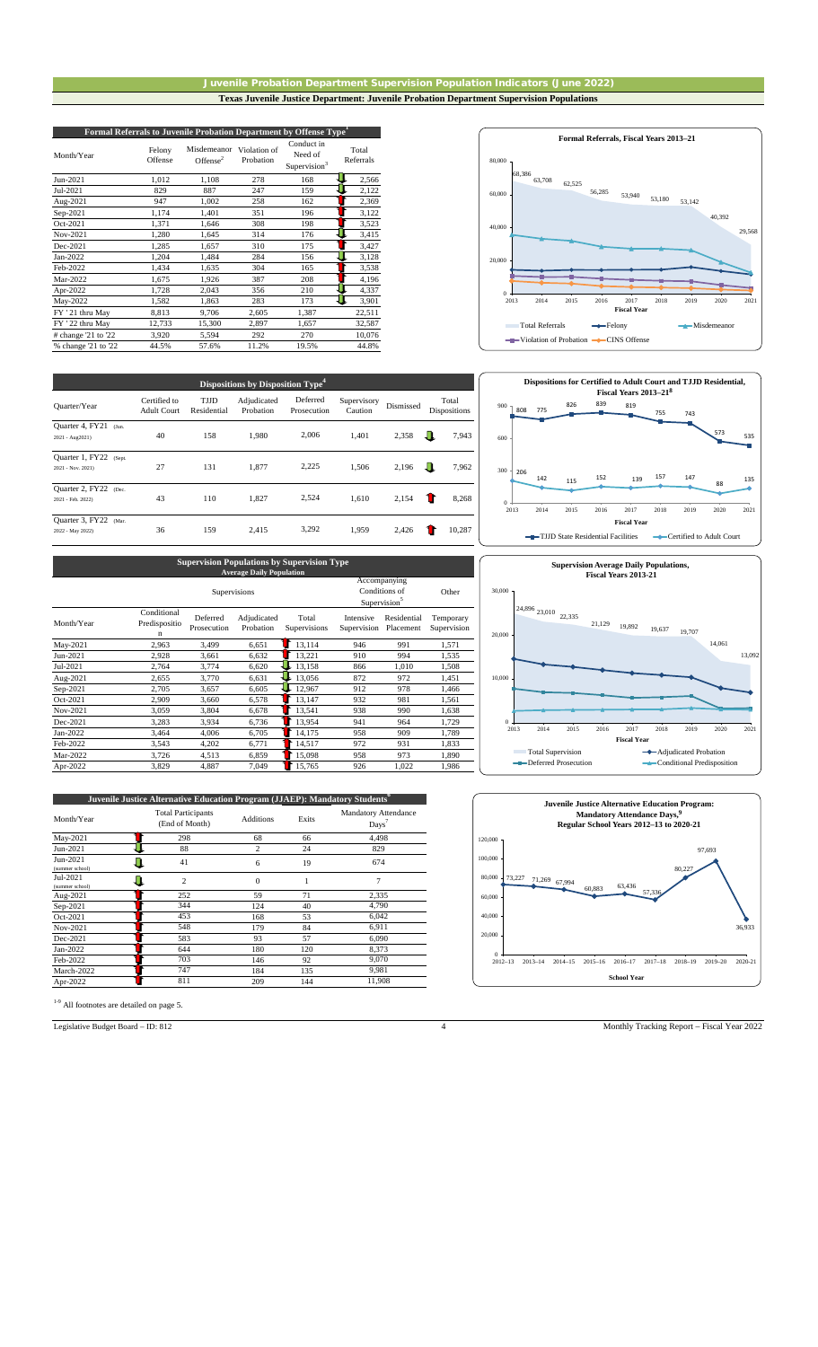# Juvenile Probation Department Supervision Population Indicators (June 2022)

**Texas Juvenile Justice Department: Juvenile Probation Department Supervision Populations**

| Formal Referrals to Juvenile Probation Department by Offense Type[1] | | | | | |
|---|---|---|---|---|---|
| Month/Year | Felony Offense | Misdemeanor Offense[2] | Violation of Probation | Conduct in Need of Supervision[3] | Total Referrals |
| Jun-2021 | 1,012 | 1,108 | 278 | 168 | 2,566 |
| Jul-2021 | 829 | 887 | 247 | 159 | 2,122 |
| Aug-2021 | 947 | 1,002 | 258 | 162 | 2,369 |
| Sep-2021 | 1,174 | 1,401 | 351 | 196 | 3,122 |
| Oct-2021 | 1,371 | 1,646 | 308 | 198 | 3,523 |
| Nov-2021 | 1,280 | 1,645 | 314 | 176 | 3,415 |
| Dec-2021 | 1,285 | 1,657 | 310 | 175 | 3,427 |
| Jan-2022 | 1,204 | 1,484 | 284 | 156 | 3,128 |
| Feb-2022 | 1,434 | 1,635 | 304 | 165 | 3,538 |
| Mar-2022 | 1,675 | 1,926 | 387 | 208 | 4,196 |
| Apr-2022 | 1,728 | 2,043 | 356 | 210 | 4,337 |
| May-2022 | 1,582 | 1,863 | 283 | 173 | 3,901 |
| FY '21 thru May | 8,813 | 9,706 | 2,605 | 1,387 | 22,511 |
| FY '22 thru May | 12,733 | 15,300 | 2,897 | 1,657 | 32,587 |
| # change '21 to '22 | 3,920 | 5,594 | 292 | 270 | 10,076 |
| % change '21 to '22 | 44.5% | 57.6% | 11.2% | 19.5% | 44.8% |

**Formal Referrals, Fiscal Years 2013–21**

| Fiscal Year | 2013 | 2014 | 2015 | 2016 | 2017 | 2018 | 2019 | 2020 | 2021 |
|---|---|---|---|---|---|---|---|---|---|
| Total Referrals | 68,386 | 63,708 | 62,525 | 56,285 | 53,940 | 53,180 | 53,142 | 40,392 | 29,568 |

| Dispositions by Disposition Type[4] | | | | | | | |
|---|---|---|---|---|---|---|---|
| Quarter/Year | Certified to Adult Court | TJJD Residential | Adjudicated Probation | Deferred Prosecution | Supervisory Caution | Dismissed | Total Dispositions |
| Quarter 4, FY21 (Jun. 2021 - Aug2021) | 40 | 158 | 1,980 | 2,006 | 1,401 | 2,358 | 7,943 |
| Quarter 1, FY22 (Sept. 2021 - Nov. 2021) | 27 | 131 | 1,877 | 2,225 | 1,506 | 2,196 | 7,962 |
| Quarter 2, FY22 (Dec. 2021 - Feb. 2022) | 43 | 110 | 1,827 | 2,524 | 1,610 | 2,154 | 8,268 |
| Quarter 3, FY22 (Mar. 2022 - May 2022) | 36 | 159 | 2,415 | 3,292 | 1,959 | 2,426 | 10,287 |

**Dispositions for Certified to Adult Court and TJJD Residential, Fiscal Years 2013–21[8]**

| Fiscal Year | 2013 | 2014 | 2015 | 2016 | 2017 | 2018 | 2019 | 2020 | 2021 |
|---|---|---|---|---|---|---|---|---|---|
| TJJD State Residential Facilities | 808 | 775 | 826 | 839 | 819 | 755 | 743 | 573 | 535 |
| Certified to Adult Court | 206 | 142 | 115 | 152 | 139 | 157 | 147 | 88 | 135 |

| Supervision Populations by Supervision Type (Average Daily Population) | | | | | | | |
|---|---|---|---|---|---|---|---|
| | Supervisions | | | | Accompanying Conditions of Supervision[5] | | Other |
| Month/Year | Conditional Predisposition | Deferred Prosecution | Adjudicated Probation | Total Supervisions | Intensive Supervision | Residential Placement | Temporary Supervision |
| May-2021 | 2,963 | 3,499 | 6,651 | 13,114 | 946 | 991 | 1,571 |
| Jun-2021 | 2,928 | 3,661 | 6,632 | 13,221 | 910 | 994 | 1,535 |
| Jul-2021 | 2,764 | 3,774 | 6,620 | 13,158 | 866 | 1,010 | 1,508 |
| Aug-2021 | 2,655 | 3,770 | 6,631 | 13,056 | 872 | 972 | 1,451 |
| Sep-2021 | 2,705 | 3,657 | 6,605 | 12,967 | 912 | 978 | 1,466 |
| Oct-2021 | 2,909 | 3,660 | 6,578 | 13,147 | 932 | 981 | 1,561 |
| Nov-2021 | 3,059 | 3,804 | 6,678 | 13,541 | 938 | 990 | 1,638 |
| Dec-2021 | 3,283 | 3,934 | 6,736 | 13,954 | 941 | 964 | 1,729 |
| Jan-2022 | 3,464 | 4,006 | 6,705 | 14,175 | 958 | 909 | 1,789 |
| Feb-2022 | 3,543 | 4,202 | 6,771 | 14,517 | 972 | 931 | 1,833 |
| Mar-2022 | 3,726 | 4,513 | 6,859 | 15,098 | 958 | 973 | 1,890 |
| Apr-2022 | 3,829 | 4,887 | 7,049 | 15,765 | 926 | 1,022 | 1,986 |

**Supervision Average Daily Populations, Fiscal Years 2013-21**

| Fiscal Year | 2013 | 2014 | 2015 | 2016 | 2017 | 2018 | 2019 | 2020 | 2021 |
|---|---|---|---|---|---|---|---|---|---|
| Total Supervision | 24,896 | 23,010 | 22,335 | 21,129 | 19,892 | 19,637 | 19,707 | 14,061 | 13,092 |

| Juvenile Justice Alternative Education Program (JJAEP): Mandatory Students[6] | | | | |
|---|---|---|---|---|
| Month/Year | Total Participants (End of Month) | Additions | Exits | Mandatory Attendance Days[7] |
| May-2021 | 298 | 68 | 66 | 4,498 |
| Jun-2021 | 88 | 2 | 24 | 829 |
| Jun-2021 (summer school) | 41 | 6 | 19 | 674 |
| Jul-2021 (summer school) | 2 | 0 | 1 | 7 |
| Aug-2021 | 252 | 59 | 71 | 2,335 |
| Sep-2021 | 344 | 124 | 40 | 4,790 |
| Oct-2021 | 453 | 168 | 53 | 6,042 |
| Nov-2021 | 548 | 179 | 84 | 6,911 |
| Dec-2021 | 583 | 93 | 57 | 6,090 |
| Jan-2022 | 644 | 180 | 120 | 8,373 |
| Feb-2022 | 703 | 146 | 92 | 9,070 |
| March-2022 | 747 | 184 | 135 | 9,981 |
| Apr-2022 | 811 | 209 | 144 | 11,908 |

**Juvenile Justice Alternative Education Program: Mandatory Attendance Days,[9] Regular School Years 2012–13 to 2020-21**

| School Year | 2012–13 | 2013–14 | 2014–15 | 2015–16 | 2016–17 | 2017–18 | 2018–19 | 2019–20 | 2020-21 |
|---|---|---|---|---|---|---|---|---|---|
| Mandatory Attendance Days | 73,227 | 71,269 | 67,994 | 60,883 | 63,436 | 57,336 | 80,227 | 97,693 | 36,933 |

[1-9] All footnotes are detailed on page 5.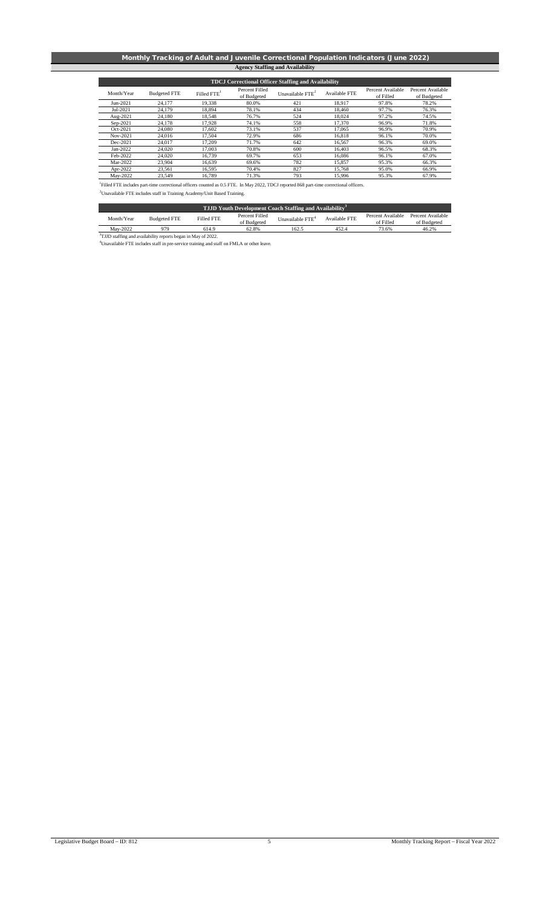# Monthly Tracking of Adult and Juvenile Correctional Population Indicators (June 2022)

## Agency Staffing and Availability

### TDCJ Correctional Officer Staffing and Availability

| Month/Year | Budgeted FTE | Filled FTE[1] | Percent Filled of Budgeted | Unavailable FTE[2] | Available FTE | Percent Available of Filled | Percent Available of Budgeted |
|---|---|---|---|---|---|---|---|
| Jun-2021 | 24,177 | 19,338 | 80.0% | 421 | 18,917 | 97.8% | 78.2% |
| Jul-2021 | 24,179 | 18,894 | 78.1% | 434 | 18,460 | 97.7% | 76.3% |
| Aug-2021 | 24,180 | 18,548 | 76.7% | 524 | 18,024 | 97.2% | 74.5% |
| Sep-2021 | 24,178 | 17,928 | 74.1% | 558 | 17,370 | 96.9% | 71.8% |
| Oct-2021 | 24,080 | 17,602 | 73.1% | 537 | 17,065 | 96.9% | 70.9% |
| Nov-2021 | 24,016 | 17,504 | 72.9% | 686 | 16,818 | 96.1% | 70.0% |
| Dec-2021 | 24,017 | 17,209 | 71.7% | 642 | 16,567 | 96.3% | 69.0% |
| Jan-2022 | 24,020 | 17,003 | 70.8% | 600 | 16,403 | 96.5% | 68.3% |
| Feb-2022 | 24,020 | 16,739 | 69.7% | 653 | 16,086 | 96.1% | 67.0% |
| Mar-2022 | 23,904 | 16,639 | 69.6% | 782 | 15,857 | 95.3% | 66.3% |
| Apr-2022 | 23,561 | 16,595 | 70.4% | 827 | 15,768 | 95.0% | 66.9% |
| May-2022 | 23,549 | 16,789 | 71.3% | 793 | 15,996 | 95.3% | 67.9% |

[1]Filled FTE includes part-time correctional officers counted as 0.5 FTE. In May 2022, TDCJ reported 868 part-time correctional officers.

[2]Unavailable FTE includes staff in Training Academy/Unit Based Training.

### TJJD Youth Development Coach Staffing and Availability[3]

| Month/Year | Budgeted FTE | Filled FTE | Percent Filled of Budgeted | Unavailable FTE[4] | Available FTE | Percent Available of Filled | Percent Available of Budgeted |
|---|---|---|---|---|---|---|---|
| May-2022 | 979 | 614.9 | 62.8% | 162.5 | 452.4 | 73.6% | 46.2% |

[3]TJJD staffing and availability reports began in May of 2022.

[4]Unavailable FTE includes staff in pre-service training and staff on FMLA or other leave.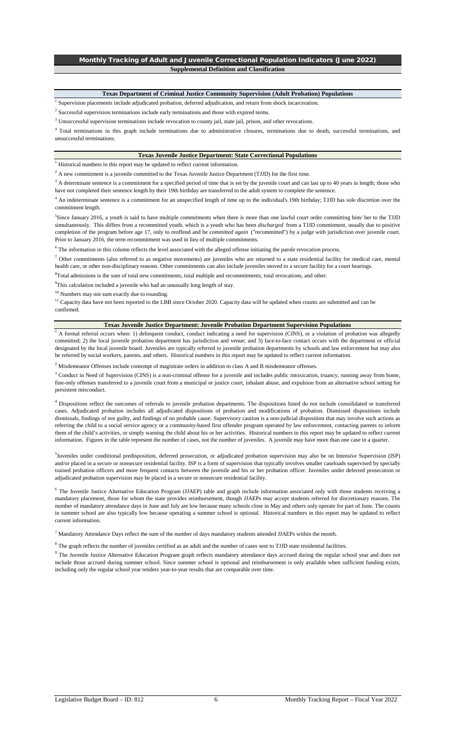# Monthly Tracking of Adult and Juvenile Correctional Population Indicators (June 2022)

## Supplemental Definition and Classification

### Texas Department of Criminal Justice Community Supervision (Adult Probation) Populations

[1] Supervision placements include adjudicated probation, deferred adjudication, and return from shock incarceration.

[2] Successful supervision terminations include early terminations and those with expired terms.

[3] Unsuccessful supervision terminations include revocation to county jail, state jail, prison, and other revocations.

[4] Total terminations in this graph include terminations due to administrative closures, terminations due to death, successful terminations, and unsuccessful terminations.

### Texas Juvenile Justice Department: State Correctional Populations

[1] Historical numbers in this report may be updated to reflect current information.

[2] A new commitment is a juvenile committed to the Texas Juvenile Justice Department (TJJD) for the first time.

[3] A determinate sentence is a commitment for a specified period of time that is set by the juvenile court and can last up to 40 years in length; those who have not completed their sentence length by their 19th birthday are transferred to the adult system to complete the sentence.

[4] An indeterminate sentence is a commitment for an unspecified length of time up to the individual's 19th birthday; TJJD has sole discretion over the commitment length.

[5] Since January 2016, a youth is said to have multiple commitments when there is more than one lawful court order committing him/ her to the TJJD simultaneously. This differs from a recommitted youth, which is a youth who has been *discharged* from a TJJD commitment, usually due to positive completion of the program before age 17, only to reoffend and be *committed again* ("recommitted") by a judge with jurisdiction over juvenile court. Prior to January 2016, the term recommitment was used in lieu of multiple commitments.

[6] The information in this column reflects the level associated with the alleged offense initiating the parole revocation process.

[7] Other commitments (also referred to as negative movements) are juveniles who are returned to a state residential facility for medical care, mental health care, or other non-disciplinary reasons. Other commitments can also include juveniles moved to a secure facility for a court hearings.

[8] Total admissions is the sum of total new commitments, total multiple and recommitments, total revocations, and other.

[9] This calculation included a juvenile who had an unusually long length of stay.

[10] Numbers may not sum exactly due to rounding.

[11] Capacity data have not been reported to the LBB since October 2020. Capacity data will be updated when counts are submitted and can be confirmed.

### Texas Juvenile Justice Department: Juvenile Probation Department Supervision Populations

[1] A formal referral occurs when: 1) delinquent conduct, conduct indicating a need for supervision (CINS), or a violation of probation was allegedly committed; 2) the local juvenile probation department has jurisdiction and venue; and 3) face-to-face contact occurs with the department or official designated by the local juvenile board. Juveniles are typically referred to juvenile probation departments by schools and law enforcement but may also be referred by social workers, parents, and others. Historical numbers in this report may be updated to reflect current information.

[2] Misdemeanor Offenses include contempt of magistrate orders in addition to class A and B misdemeanor offenses.

[3] Conduct in Need of Supervision (CINS) is a non-criminal offense for a juvenile and includes public intoxication, truancy, running away from home, fine-only offenses transferred to a juvenile court from a municipal or justice court, inhalant abuse, and expulsion from an alternative school setting for persistent misconduct.

[4] Dispositions reflect the outcomes of referrals to juvenile probation departments. The dispositions listed do not include consolidated or transferred cases. Adjudicated probation includes all adjudicated dispositions of probation and modifications of probation. Dismissed dispositions include dismissals, findings of not guilty, and findings of no probable cause. Supervisory caution is a non-judicial disposition that may involve such actions as referring the child to a social service agency or a community-based first offender program operated by law enforcement, contacting parents to inform them of the child's activities, or simply warning the child about his or her activities. Historical numbers in this report may be updated to reflect current information. Figures in the table represent the number of cases, not the number of juveniles. A juvenile may have more than one case in a quarter.

[5] Juveniles under conditional predisposition, deferred prosecution, or adjudicated probation supervision may also be on Intensive Supervision (ISP) and/or placed in a secure or nonsecure residential facility. ISP is a form of supervision that typically involves smaller caseloads supervised by specially trained probation officers and more frequent contacts between the juvenile and his or her probation officer. Juveniles under deferred prosecution or adjudicated probation supervision may be placed in a secure or nonsecure residential facility.

[6] The Juvenile Justice Alternative Education Program (JJAEP) table and graph include information associated only with those students receiving a mandatory placement, those for whom the state provides reimbursement, though JJAEPs may accept students referred for discretionary reasons. The number of mandatory attendance days in June and July are low because many schools close in May and others only operate for part of June. The counts in summer school are also typically low because operating a summer school is optional. Historical numbers in this report may be updated to reflect current information.

[7] Mandatory Attendance Days reflect the sum of the number of days mandatory students attended JJAEPs within the month.

[8] The graph reflects the number of juveniles certified as an adult and the number of cases sent to TJJD state residential facilities.

[9] The Juvenile Justice Alternative Education Program graph reflects mandatory attendance days accrued during the regular school year and does not include those accrued during summer school. Since summer school is optional and reimbursement is only available when sufficient funding exists, including only the regular school year renders year-to-year results that are comparable over time.